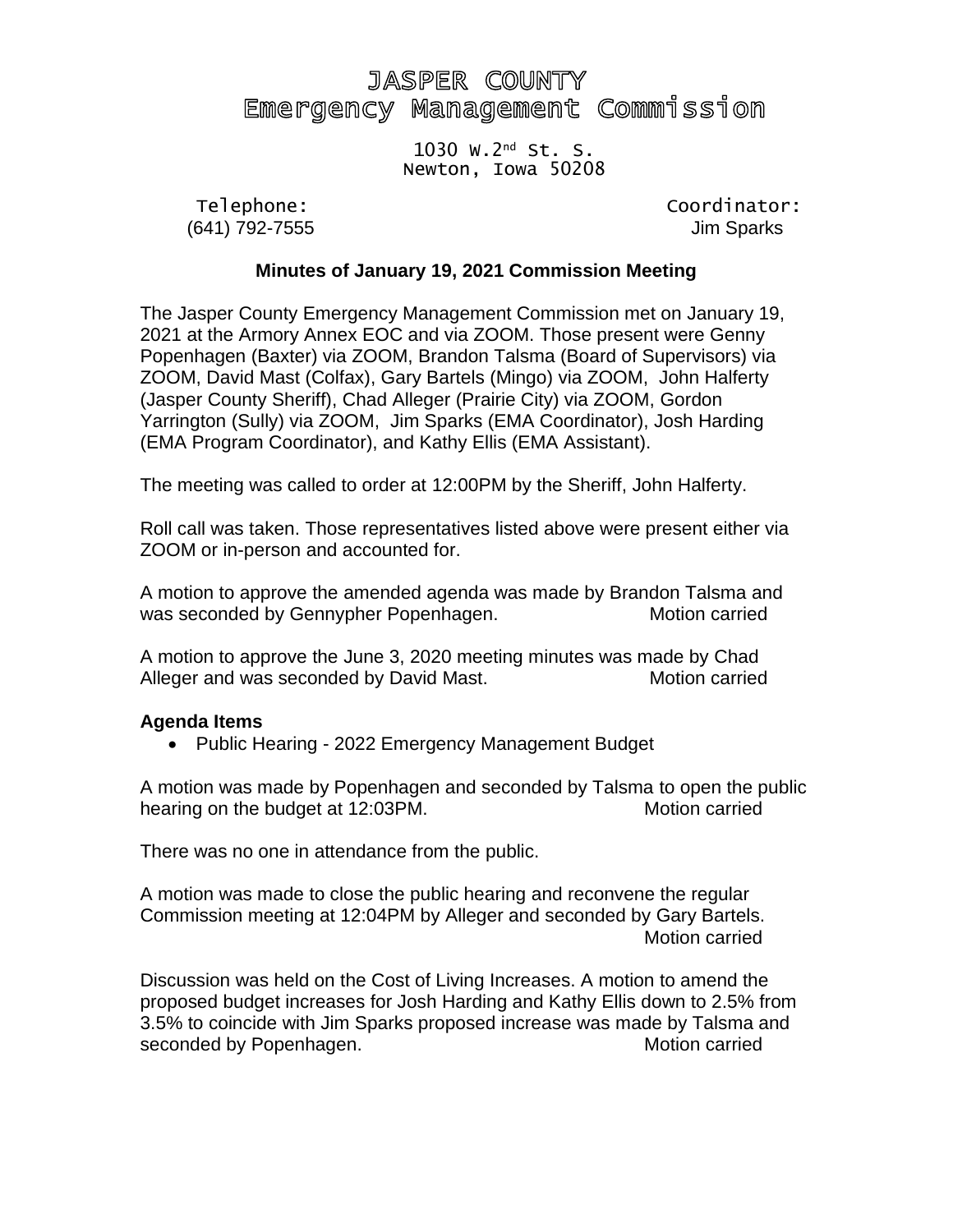# JASPER COUNTY
# Emergency Management Commission

1030 W.2nd St. S.
Newton, Iowa 50208

Telephone:
(641) 792-7555

Coordinator:
Jim Sparks

**Minutes of January 19, 2021 Commission Meeting**

The Jasper County Emergency Management Commission met on January 19, 2021 at the Armory Annex EOC and via ZOOM. Those present were Genny Popenhagen (Baxter) via ZOOM, Brandon Talsma (Board of Supervisors) via ZOOM, David Mast (Colfax), Gary Bartels (Mingo) via ZOOM, John Halferty (Jasper County Sheriff), Chad Alleger (Prairie City) via ZOOM, Gordon Yarrington (Sully) via ZOOM, Jim Sparks (EMA Coordinator), Josh Harding (EMA Program Coordinator), and Kathy Ellis (EMA Assistant).

The meeting was called to order at 12:00PM by the Sheriff, John Halferty.

Roll call was taken. Those representatives listed above were present either via ZOOM or in-person and accounted for.

A motion to approve the amended agenda was made by Brandon Talsma and was seconded by Gennypher Popenhagen. Motion carried

A motion to approve the June 3, 2020 meeting minutes was made by Chad Alleger and was seconded by David Mast. Motion carried

**Agenda Items**

- Public Hearing - 2022 Emergency Management Budget

A motion was made by Popenhagen and seconded by Talsma to open the public hearing on the budget at 12:03PM. Motion carried

There was no one in attendance from the public.

A motion was made to close the public hearing and reconvene the regular Commission meeting at 12:04PM by Alleger and seconded by Gary Bartels. Motion carried

Discussion was held on the Cost of Living Increases. A motion to amend the proposed budget increases for Josh Harding and Kathy Ellis down to 2.5% from 3.5% to coincide with Jim Sparks proposed increase was made by Talsma and seconded by Popenhagen. Motion carried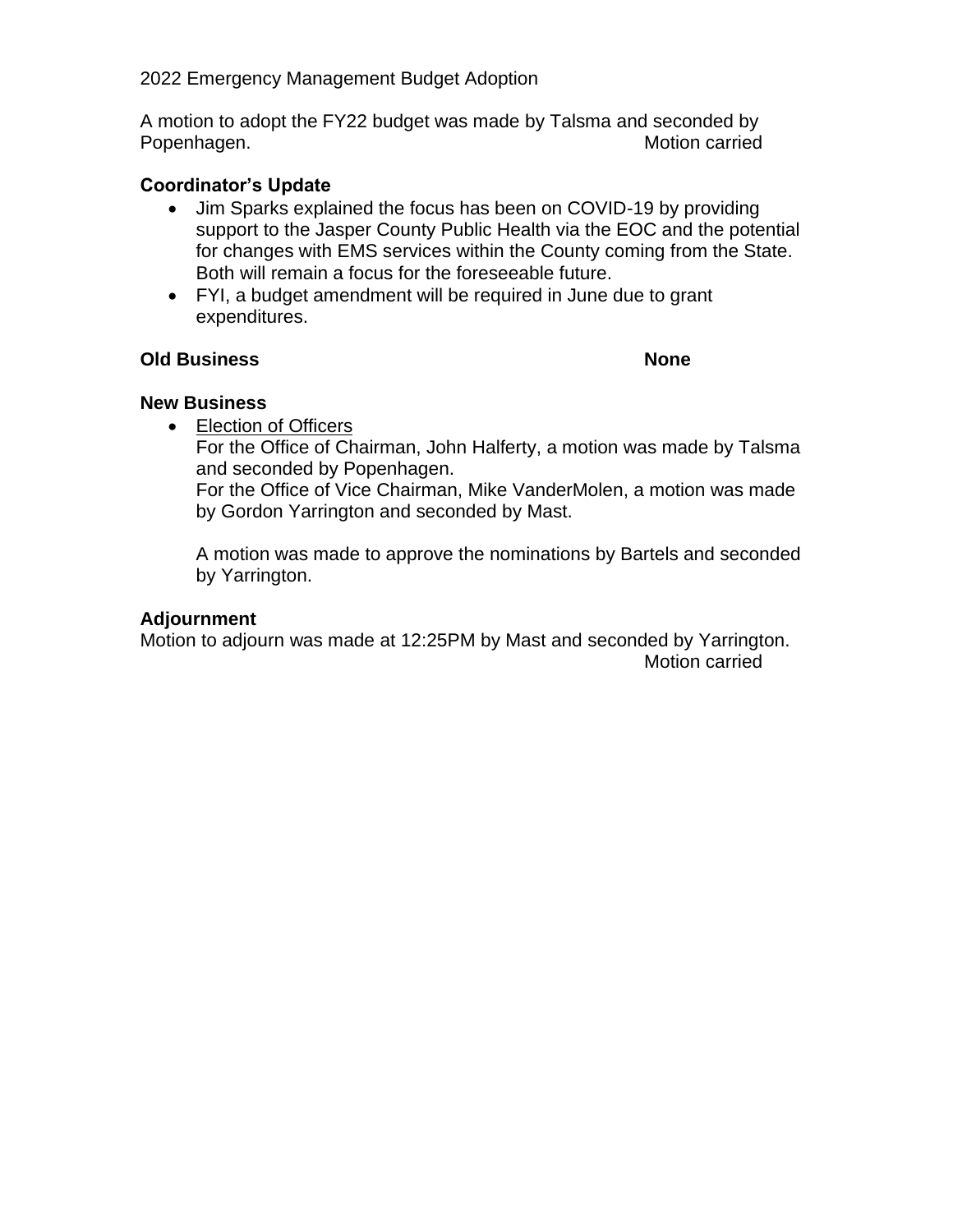2022 Emergency Management Budget Adoption

A motion to adopt the FY22 budget was made by Talsma and seconded by Popenhagen. Motion carried

**Coordinator's Update**

- Jim Sparks explained the focus has been on COVID-19 by providing support to the Jasper County Public Health via the EOC and the potential for changes with EMS services within the County coming from the State. Both will remain a focus for the foreseeable future.
- FYI, a budget amendment will be required in June due to grant expenditures.

**Old Business** **None**

**New Business**

- Election of Officers

  For the Office of Chairman, John Halferty, a motion was made by Talsma and seconded by Popenhagen.

  For the Office of Vice Chairman, Mike VanderMolen, a motion was made by Gordon Yarrington and seconded by Mast.

  A motion was made to approve the nominations by Bartels and seconded by Yarrington.

**Adjournment**

Motion to adjourn was made at 12:25PM by Mast and seconded by Yarrington. Motion carried